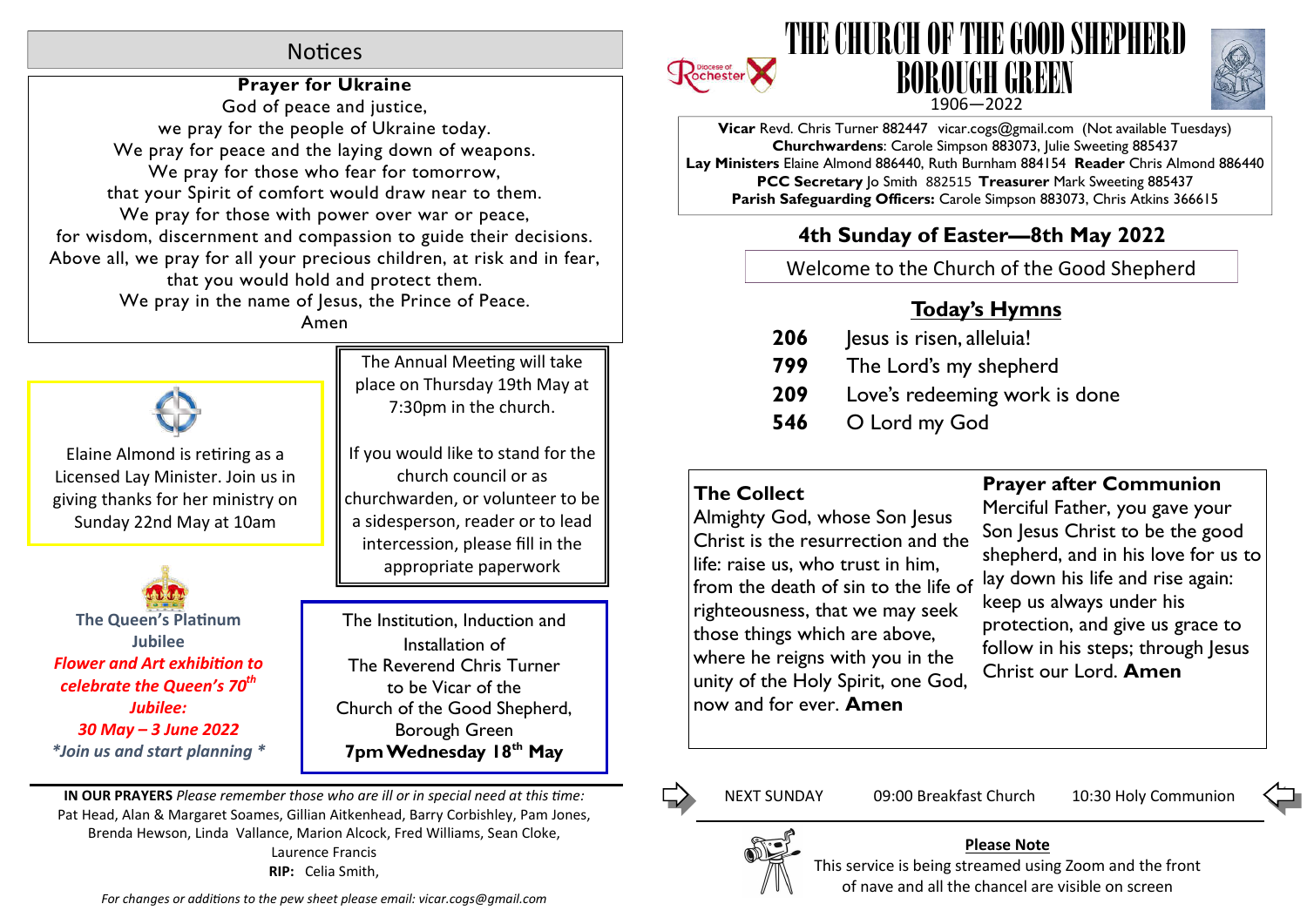## Notices

### Prayer for Ukraine

God of peace and justice,
we pray for the people of Ukraine today.
We pray for peace and the laying down of weapons.
We pray for those who fear for tomorrow,
that your Spirit of comfort would draw near to them.
We pray for those with power over war or peace,
for wisdom, discernment and compassion to guide their decisions.
Above all, we pray for all your precious children, at risk and in fear,
that you would hold and protect them.
We pray in the name of Jesus, the Prince of Peace.
Amen

Elaine Almond is retiring as a Licensed Lay Minister. Join us in giving thanks for her ministry on Sunday 22nd May at 10am

The Annual Meeting will take place on Thursday 19th May at 7:30pm in the church.

If you would like to stand for the church council or as churchwarden, or volunteer to be a sidesperson, reader or to lead intercession, please fill in the appropriate paperwork

**The Queen's Platinum Jubilee**
***Flower and Art exhibition to celebrate the Queen's 70th Jubilee:***
***30 May – 3 June 2022***
****Join us and start planning ****

The Institution, Induction and Installation of
The Reverend Chris Turner
to be Vicar of the
Church of the Good Shepherd, Borough Green
**7pm Wednesday 18th May**

**IN OUR PRAYERS** *Please remember those who are ill or in special need at this time:* Pat Head, Alan & Margaret Soames, Gillian Aitkenhead, Barry Corbishley, Pam Jones, Brenda Hewson, Linda Vallance, Marion Alcock, Fred Williams, Sean Cloke, Laurence Francis
**RIP:** Celia Smith,

*For changes or additions to the pew sheet please email: vicar.cogs@gmail.com*

# THE CHURCH OF THE GOOD SHEPHERD BOROUGH GREEN

1906—2022

**Vicar** Revd. Chris Turner 882447 vicar.cogs@gmail.com (Not available Tuesdays)
**Churchwardens**: Carole Simpson 883073, Julie Sweeting 885437
**Lay Ministers** Elaine Almond 886440, Ruth Burnham 884154 **Reader** Chris Almond 886440
**PCC Secretary** Jo Smith 882515 **Treasurer** Mark Sweeting 885437
**Parish Safeguarding Officers:** Carole Simpson 883073, Chris Atkins 366615

## 4th Sunday of Easter—8th May 2022

Welcome to the Church of the Good Shepherd

### Today's Hymns

| | |
|---|---|
| **206** | Jesus is risen, alleluia! |
| **799** | The Lord's my shepherd |
| **209** | Love's redeeming work is done |
| **546** | O Lord my God |

### The Collect

Almighty God, whose Son Jesus Christ is the resurrection and the life: raise us, who trust in him, from the death of sin to the life of righteousness, that we may seek those things which are above, where he reigns with you in the unity of the Holy Spirit, one God, now and for ever. **Amen**

### Prayer after Communion

Merciful Father, you gave your Son Jesus Christ to be the good shepherd, and in his love for us to lay down his life and rise again: keep us always under his protection, and give us grace to follow in his steps; through Jesus Christ our Lord. **Amen**

NEXT SUNDAY 09:00 Breakfast Church 10:30 Holy Communion

**Please Note**

This service is being streamed using Zoom and the front of nave and all the chancel are visible on screen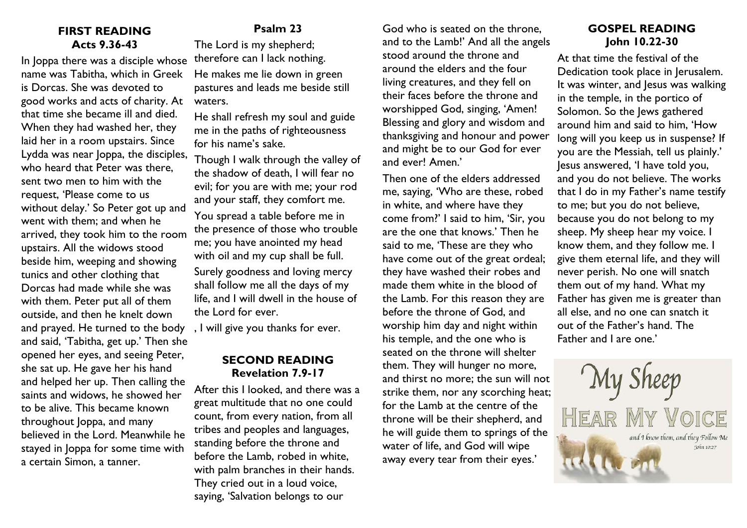## FIRST READING
**Acts 9.36-43**

In Joppa there was a disciple whose name was Tabitha, which in Greek is Dorcas. She was devoted to good works and acts of charity. At that time she became ill and died. When they had washed her, they laid her in a room upstairs. Since Lydda was near Joppa, the disciples, who heard that Peter was there, sent two men to him with the request, 'Please come to us without delay.' So Peter got up and went with them; and when he arrived, they took him to the room upstairs. All the widows stood beside him, weeping and showing tunics and other clothing that Dorcas had made while she was with them. Peter put all of them outside, and then he knelt down and prayed. He turned to the body and said, 'Tabitha, get up.' Then she opened her eyes, and seeing Peter, she sat up. He gave her his hand and helped her up. Then calling the saints and widows, he showed her to be alive. This became known throughout Joppa, and many believed in the Lord. Meanwhile he stayed in Joppa for some time with a certain Simon, a tanner.

## Psalm 23

The Lord is my shepherd; therefore can I lack nothing.

He makes me lie down in green pastures and leads me beside still waters.

He shall refresh my soul and guide me in the paths of righteousness for his name's sake.

Though I walk through the valley of the shadow of death, I will fear no evil; for you are with me; your rod and your staff, they comfort me.

You spread a table before me in the presence of those who trouble me; you have anointed my head with oil and my cup shall be full.

Surely goodness and loving mercy shall follow me all the days of my life, and I will dwell in the house of the Lord for ever.

, I will give you thanks for ever.

## SECOND READING
**Revelation 7.9-17**

After this I looked, and there was a great multitude that no one could count, from every nation, from all tribes and peoples and languages, standing before the throne and before the Lamb, robed in white, with palm branches in their hands. They cried out in a loud voice, saying, 'Salvation belongs to our God who is seated on the throne, and to the Lamb!' And all the angels stood around the throne and around the elders and the four living creatures, and they fell on their faces before the throne and worshipped God, singing, 'Amen! Blessing and glory and wisdom and thanksgiving and honour and power and might be to our God for ever and ever! Amen.'

Then one of the elders addressed me, saying, 'Who are these, robed in white, and where have they come from?' I said to him, 'Sir, you are the one that knows.' Then he said to me, 'These are they who have come out of the great ordeal; they have washed their robes and made them white in the blood of the Lamb. For this reason they are before the throne of God, and worship him day and night within his temple, and the one who is seated on the throne will shelter them. They will hunger no more, and thirst no more; the sun will not strike them, nor any scorching heat; for the Lamb at the centre of the throne will be their shepherd, and he will guide them to springs of the water of life, and God will wipe away every tear from their eyes.'

## GOSPEL READING
**John 10.22-30**

At that time the festival of the Dedication took place in Jerusalem. It was winter, and Jesus was walking in the temple, in the portico of Solomon. So the Jews gathered around him and said to him, 'How long will you keep us in suspense? If you are the Messiah, tell us plainly.' Jesus answered, 'I have told you, and you do not believe. The works that I do in my Father's name testify to me; but you do not believe, because you do not belong to my sheep. My sheep hear my voice. I know them, and they follow me. I give them eternal life, and they will never perish. No one will snatch them out of my hand. What my Father has given me is greater than all else, and no one can snatch it out of the Father's hand. The Father and I are one.'

My Sheep
HEAR MY VOICE
and I know them, and they Follow Me
John 10:27